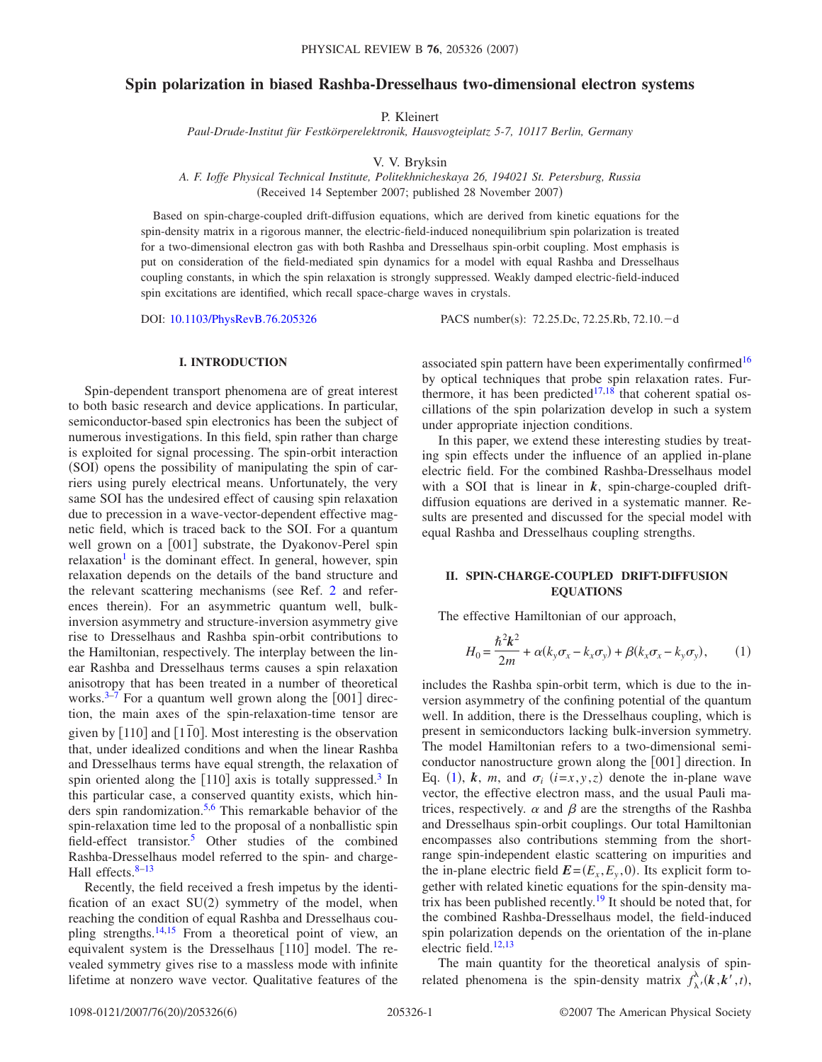# Spin polarization in biased Rashba-Dresselhaus two-dimensional electron systems

P. Kleinert

*Paul-Drude-Institut für Festkörperelektronik, Hausvogteiplatz 5-7, 10117 Berlin, Germany*

V. V. Bryksin

*A. F. Ioffe Physical Technical Institute, Politekhnicheskaya 26, 194021 St. Petersburg, Russia*

(Received 14 September 2007; published 28 November 2007)

Based on spin-charge-coupled drift-diffusion equations, which are derived from kinetic equations for the spin-density matrix in a rigorous manner, the electric-field-induced nonequilibrium spin polarization is treated for a two-dimensional electron gas with both Rashba and Dresselhaus spin-orbit coupling. Most emphasis is put on consideration of the field-mediated spin dynamics for a model with equal Rashba and Dresselhaus coupling constants, in which the spin relaxation is strongly suppressed. Weakly damped electric-field-induced spin excitations are identified, which recall space-charge waves in crystals.

DOI: 10.1103/PhysRevB.76.205326 PACS number(s): 72.25.Dc, 72.25.Rb, 72.10.−d

## I. INTRODUCTION

Spin-dependent transport phenomena are of great interest to both basic research and device applications. In particular, semiconductor-based spin electronics has been the subject of numerous investigations. In this field, spin rather than charge is exploited for signal processing. The spin-orbit interaction (SOI) opens the possibility of manipulating the spin of carriers using purely electrical means. Unfortunately, the very same SOI has the undesired effect of causing spin relaxation due to precession in a wave-vector-dependent effective magnetic field, which is traced back to the SOI. For a quantum well grown on a [001] substrate, the Dyakonov-Perel spin relaxation[1] is the dominant effect. In general, however, spin relaxation depends on the details of the band structure and the relevant scattering mechanisms (see Ref. 2 and references therein). For an asymmetric quantum well, bulk-inversion asymmetry and structure-inversion asymmetry give rise to Dresselhaus and Rashba spin-orbit contributions to the Hamiltonian, respectively. The interplay between the linear Rashba and Dresselhaus terms causes a spin relaxation anisotropy that has been treated in a number of theoretical works.[3–7] For a quantum well grown along the [001] direction, the main axes of the spin-relaxation-time tensor are given by [110] and [$1\bar{1}0$]. Most interesting is the observation that, under idealized conditions and when the linear Rashba and Dresselhaus terms have equal strength, the relaxation of spin oriented along the [110] axis is totally suppressed.[3] In this particular case, a conserved quantity exists, which hinders spin randomization.[5,6] This remarkable behavior of the spin-relaxation time led to the proposal of a nonballistic spin field-effect transistor.[5] Other studies of the combined Rashba-Dresselhaus model referred to the spin- and charge-Hall effects.[8–13]

Recently, the field received a fresh impetus by the identification of an exact SU(2) symmetry of the model, when reaching the condition of equal Rashba and Dresselhaus coupling strengths.[14,15] From a theoretical point of view, an equivalent system is the Dresselhaus [110] model. The revealed symmetry gives rise to a massless mode with infinite lifetime at nonzero wave vector. Qualitative features of the associated spin pattern have been experimentally confirmed[16] by optical techniques that probe spin relaxation rates. Furthermore, it has been predicted[17,18] that coherent spatial oscillations of the spin polarization develop in such a system under appropriate injection conditions.

In this paper, we extend these interesting studies by treating spin effects under the influence of an applied in-plane electric field. For the combined Rashba-Dresselhaus model with a SOI that is linear in $\boldsymbol{k}$, spin-charge-coupled drift-diffusion equations are derived in a systematic manner. Results are presented and discussed for the special model with equal Rashba and Dresselhaus coupling strengths.

## II. SPIN-CHARGE-COUPLED DRIFT-DIFFUSION EQUATIONS

The effective Hamiltonian of our approach,

$$H_0 = \frac{\hbar^2 \boldsymbol{k}^2}{2m} + \alpha(k_y\sigma_x - k_x\sigma_y) + \beta(k_x\sigma_x - k_y\sigma_y), \qquad (1)$$

includes the Rashba spin-orbit term, which is due to the inversion asymmetry of the confining potential of the quantum well. In addition, there is the Dresselhaus coupling, which is present in semiconductors lacking bulk-inversion symmetry. The model Hamiltonian refers to a two-dimensional semiconductor nanostructure grown along the [001] direction. In Eq. (1), $\boldsymbol{k}$, $m$, and $\sigma_i$ $(i=x,y,z)$ denote the in-plane wave vector, the effective electron mass, and the usual Pauli matrices, respectively. $\alpha$ and $\beta$ are the strengths of the Rashba and Dresselhaus spin-orbit couplings. Our total Hamiltonian encompasses also contributions stemming from the short-range spin-independent elastic scattering on impurities and the in-plane electric field $\boldsymbol{E}=(E_x,E_y,0)$. Its explicit form together with related kinetic equations for the spin-density matrix has been published recently.[19] It should be noted that, for the combined Rashba-Dresselhaus model, the field-induced spin polarization depends on the orientation of the in-plane electric field.[12,13]

The main quantity for the theoretical analysis of spin-related phenomena is the spin-density matrix $f_{\lambda'}^{\lambda}(\boldsymbol{k},\boldsymbol{k}',t)$,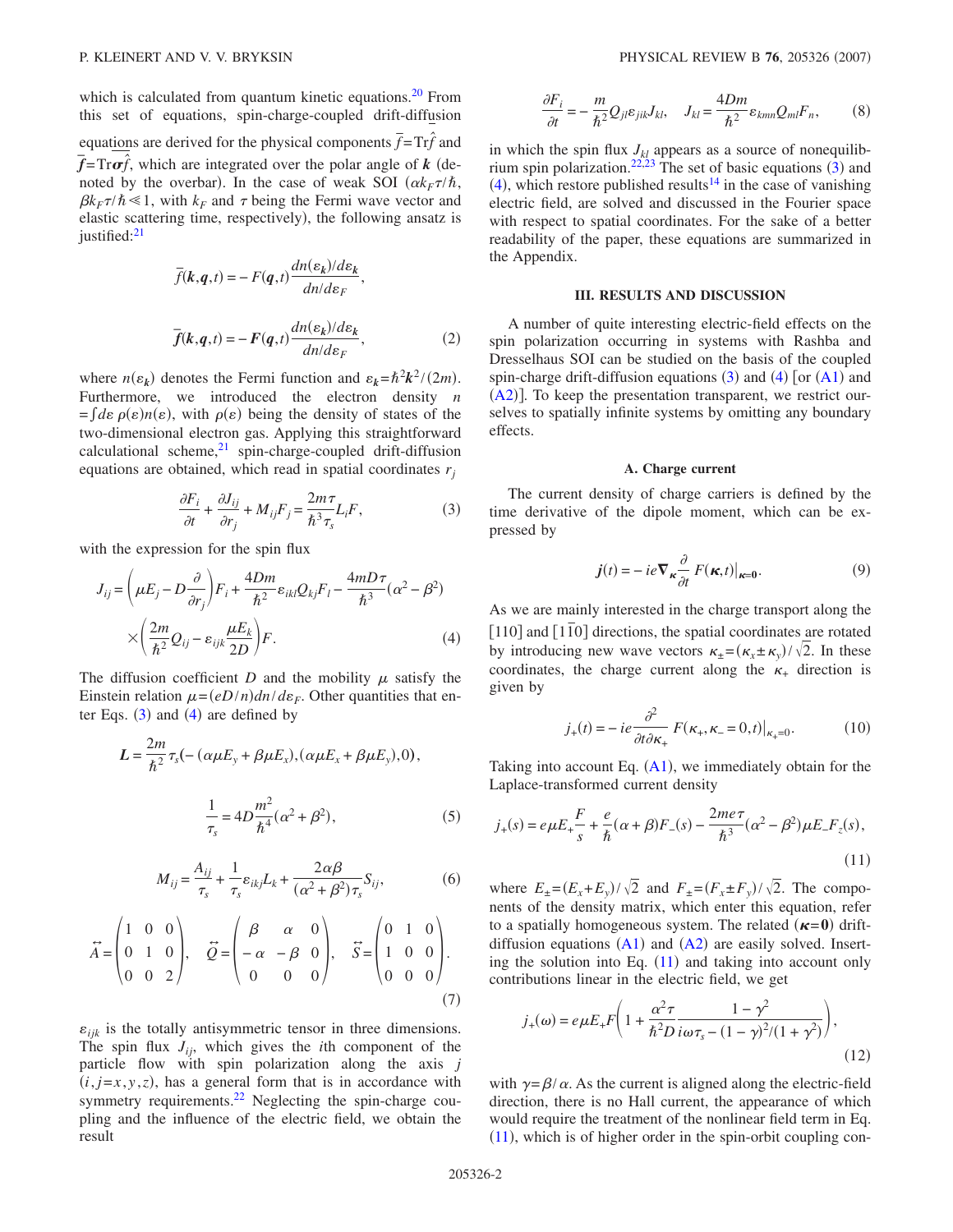which is calculated from quantum kinetic equations.[20] From this set of equations, spin-charge-coupled drift-diffusion equations are derived for the physical components $\overline{f}=\text{Tr}\hat{f}$ and $\overline{\boldsymbol{f}}=\text{Tr}\boldsymbol{\sigma}\hat{f}$, which are integrated over the polar angle of $\boldsymbol{k}$ (denoted by the overbar). In the case of weak SOI ($\alpha k_F \tau/\hbar$, $\beta k_F \tau/\hbar \ll 1$, with $k_F$ and $\tau$ being the Fermi wave vector and elastic scattering time, respectively), the following ansatz is justified:[21]

$$\overline{f}(\boldsymbol{k},\boldsymbol{q},t) = -F(\boldsymbol{q},t)\frac{dn(\varepsilon_{\boldsymbol{k}})/d\varepsilon_{\boldsymbol{k}}}{dn/d\varepsilon_F},$$

$$\overline{\boldsymbol{f}}(\boldsymbol{k},\boldsymbol{q},t) = -\boldsymbol{F}(\boldsymbol{q},t)\frac{dn(\varepsilon_{\boldsymbol{k}})/d\varepsilon_{\boldsymbol{k}}}{dn/d\varepsilon_F}, \tag{2}$$

where $n(\varepsilon_{\boldsymbol{k}})$ denotes the Fermi function and $\varepsilon_{\boldsymbol{k}}=\hbar^2\boldsymbol{k}^2/(2m)$. Furthermore, we introduced the electron density $n = \int d\varepsilon\, \rho(\varepsilon)n(\varepsilon)$, with $\rho(\varepsilon)$ being the density of states of the two-dimensional electron gas. Applying this straightforward calculational scheme,[21] spin-charge-coupled drift-diffusion equations are obtained, which read in spatial coordinates $r_j$

$$\frac{\partial F_i}{\partial t} + \frac{\partial J_{ij}}{\partial r_j} + M_{ij}F_j = \frac{2m\tau}{\hbar^3\tau_s}L_iF, \tag{3}$$

with the expression for the spin flux

$$J_{ij} = \left(\mu E_j - D\frac{\partial}{\partial r_j}\right)F_i + \frac{4Dm}{\hbar^2}\varepsilon_{ikl}Q_{kj}F_l - \frac{4mD\tau}{\hbar^3}(\alpha^2-\beta^2) \times \left(\frac{2m}{\hbar^2}Q_{ij} - \varepsilon_{ijk}\frac{\mu E_k}{2D}\right)F. \tag{4}$$

The diffusion coefficient $D$ and the mobility $\mu$ satisfy the Einstein relation $\mu=(eD/n)dn/d\varepsilon_F$. Other quantities that enter Eqs. (3) and (4) are defined by

$$\boldsymbol{L} = \frac{2m}{\hbar^2}\tau_s(-(\alpha\mu E_y + \beta\mu E_x),(\alpha\mu E_x + \beta\mu E_y),0),$$

$$\frac{1}{\tau_s} = 4D\frac{m^2}{\hbar^4}(\alpha^2+\beta^2), \tag{5}$$

$$M_{ij} = \frac{A_{ij}}{\tau_s} + \frac{1}{\tau_s}\varepsilon_{ikj}L_k + \frac{2\alpha\beta}{(\alpha^2+\beta^2)\tau_s}S_{ij}, \tag{6}$$

$$\overleftrightarrow{A} = \begin{pmatrix} 1 & 0 & 0 \\ 0 & 1 & 0 \\ 0 & 0 & 2 \end{pmatrix}, \quad \overleftrightarrow{Q} = \begin{pmatrix} \beta & \alpha & 0 \\ -\alpha & -\beta & 0 \\ 0 & 0 & 0 \end{pmatrix}, \quad \overleftrightarrow{S} = \begin{pmatrix} 0 & 1 & 0 \\ 1 & 0 & 0 \\ 0 & 0 & 0 \end{pmatrix}. \tag{7}$$

$\varepsilon_{ijk}$ is the totally antisymmetric tensor in three dimensions. The spin flux $J_{ij}$, which gives the $i$th component of the particle flow with spin polarization along the axis $j$ ($i,j=x,y,z$), has a general form that is in accordance with symmetry requirements.[22] Neglecting the spin-charge coupling and the influence of the electric field, we obtain the result

$$\frac{\partial F_i}{\partial t} = -\frac{m}{\hbar^2}Q_{jl}\varepsilon_{jik}J_{kl}, \quad J_{kl} = \frac{4Dm}{\hbar^2}\varepsilon_{kmn}Q_{ml}F_n, \tag{8}$$

in which the spin flux $J_{kl}$ appears as a source of nonequilibrium spin polarization.[22,23] The set of basic equations (3) and (4), which restore published results[14] in the case of vanishing electric field, are solved and discussed in the Fourier space with respect to spatial coordinates. For the sake of a better readability of the paper, these equations are summarized in the Appendix.

## III. RESULTS AND DISCUSSION

A number of quite interesting electric-field effects on the spin polarization occurring in systems with Rashba and Dresselhaus SOI can be studied on the basis of the coupled spin-charge drift-diffusion equations (3) and (4) [or (A1) and (A2)]. To keep the presentation transparent, we restrict ourselves to spatially infinite systems by omitting any boundary effects.

### A. Charge current

The current density of charge carriers is defined by the time derivative of the dipole moment, which can be expressed by

$$\boldsymbol{j}(t) = -ie\nabla_{\boldsymbol{\kappa}}\frac{\partial}{\partial t}F(\boldsymbol{\kappa},t)|_{\boldsymbol{\kappa}=\boldsymbol{0}}. \tag{9}$$

As we are mainly interested in the charge transport along the [110] and [1$\overline{1}$0] directions, the spatial coordinates are rotated by introducing new wave vectors $\kappa_{\pm}=(\kappa_x \pm \kappa_y)/\sqrt{2}$. In these coordinates, the charge current along the $\kappa_+$ direction is given by

$$j_+(t) = -ie\frac{\partial^2}{\partial t\partial\kappa_+}F(\kappa_+,\kappa_-=0,t)|_{\kappa_+=0}. \tag{10}$$

Taking into account Eq. (A1), we immediately obtain for the Laplace-transformed current density

$$j_+(s) = e\mu E_+\frac{F}{s} + \frac{e}{\hbar}(\alpha+\beta)F_-(s) - \frac{2me\tau}{\hbar^3}(\alpha^2-\beta^2)\mu E_-F_z(s), \tag{11}$$

where $E_{\pm}=(E_x+E_y)/\sqrt{2}$ and $F_{\pm}=(F_x \pm F_y)/\sqrt{2}$. The components of the density matrix, which enter this equation, refer to a spatially homogeneous system. The related ($\boldsymbol{\kappa}=\boldsymbol{0}$) drift-diffusion equations (A1) and (A2) are easily solved. Inserting the solution into Eq. (11) and taking into account only contributions linear in the electric field, we get

$$j_+(\omega) = e\mu E_+F\left(1 + \frac{\alpha^2\tau}{\hbar^2 D}\frac{1-\gamma^2}{i\omega\tau_s - (1-\gamma)^2/(1+\gamma^2)}\right), \tag{12}$$

with $\gamma=\beta/\alpha$. As the current is aligned along the electric-field direction, there is no Hall current, the appearance of which would require the treatment of the nonlinear field term in Eq. (11), which is of higher order in the spin-orbit coupling con-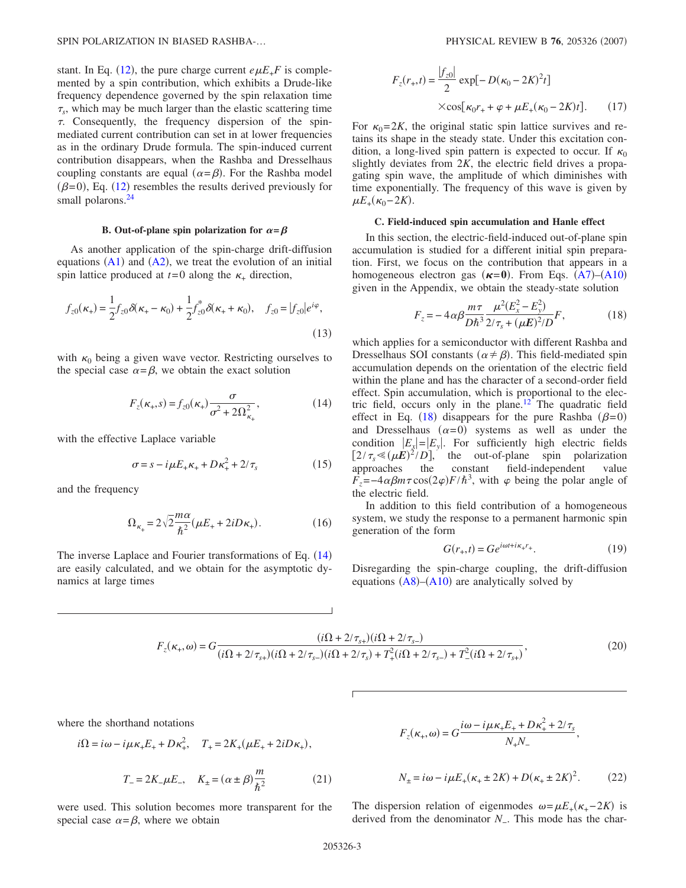stant. In Eq. (12), the pure charge current $e\mu E_+ F$ is complemented by a spin contribution, which exhibits a Drude-like frequency dependence governed by the spin relaxation time $\tau_s$, which may be much larger than the elastic scattering time $\tau$. Consequently, the frequency dispersion of the spin-mediated current contribution can set in at lower frequencies as in the ordinary Drude formula. The spin-induced current contribution disappears, when the Rashba and Dresselhaus coupling constants are equal ($\alpha=\beta$). For the Rashba model ($\beta=0$), Eq. (12) resembles the results derived previously for small polarons.[24]

### B. Out-of-plane spin polarization for $\alpha=\beta$

As another application of the spin-charge drift-diffusion equations (A1) and (A2), we treat the evolution of an initial spin lattice produced at $t=0$ along the $\kappa_+$ direction,

$$f_{z0}(\kappa_+) = \frac{1}{2} f_{z0}\delta(\kappa_+ - \kappa_0) + \frac{1}{2} f_{z0}^{*}\delta(\kappa_+ + \kappa_0), \quad f_{z0} = |f_{z0}|e^{i\varphi}, \tag{13}$$

with $\kappa_0$ being a given wave vector. Restricting ourselves to the special case $\alpha=\beta$, we obtain the exact solution

$$F_z(\kappa_+, s) = f_{z0}(\kappa_+)\frac{\sigma}{\sigma^2 + 2\Omega_{\kappa_+}^2}, \tag{14}$$

with the effective Laplace variable

$$\sigma = s - i\mu E_+ \kappa_+ + D\kappa_+^2 + 2/\tau_s \tag{15}$$

and the frequency

$$\Omega_{\kappa_+} = 2\sqrt{2}\frac{m\alpha}{\hbar^2}(\mu E_+ + 2iD\kappa_+). \tag{16}$$

The inverse Laplace and Fourier transformations of Eq. (14) are easily calculated, and we obtain for the asymptotic dynamics at large times

$$F_z(r_+, t) = \frac{|f_{z0}|}{2}\exp[-D(\kappa_0 - 2K)^2 t] \times \cos[\kappa_0 r_+ + \varphi + \mu E_+(\kappa_0 - 2K)t]. \tag{17}$$

For $\kappa_0 = 2K$, the original static spin lattice survives and retains its shape in the steady state. Under this excitation condition, a long-lived spin pattern is expected to occur. If $\kappa_0$ slightly deviates from $2K$, the electric field drives a propagating spin wave, the amplitude of which diminishes with time exponentially. The frequency of this wave is given by $\mu E_+(\kappa_0 - 2K)$.

### C. Field-induced spin accumulation and Hanle effect

In this section, the electric-field-induced out-of-plane spin accumulation is studied for a different initial spin preparation. First, we focus on the contribution that appears in a homogeneous electron gas ($\boldsymbol{\kappa}=\mathbf{0}$). From Eqs. (A7)–(A10) given in the Appendix, we obtain the steady-state solution

$$F_z = -4\alpha\beta\frac{m\tau}{D\hbar^3}\frac{\mu^2(E_x^2 - E_y^2)}{2/\tau_s + (\mu\boldsymbol{E})^2/D}F, \tag{18}$$

which applies for a semiconductor with different Rashba and Dresselhaus SOI constants ($\alpha \neq \beta$). This field-mediated spin accumulation depends on the orientation of the electric field within the plane and has the character of a second-order field effect. Spin accumulation, which is proportional to the electric field, occurs only in the plane.[12] The quadratic field effect in Eq. (18) disappears for the pure Rashba ($\beta=0$) and Dresselhaus ($\alpha=0$) systems as well as under the condition $|E_x| = |E_y|$. For sufficiently high electric fields $[2/\tau_s \ll (\mu\boldsymbol{E})^2/D]$, the out-of-plane spin polarization approaches the constant field-independent value $F_z = -4\alpha\beta m\tau\cos(2\varphi)F/\hbar^3$, with $\varphi$ being the polar angle of the electric field.

In addition to this field contribution of a homogeneous system, we study the response to a permanent harmonic spin generation of the form

$$G(r_+, t) = Ge^{i\omega t + i\kappa_+ r_+}. \tag{19}$$

Disregarding the spin-charge coupling, the drift-diffusion equations (A8)–(A10) are analytically solved by

$$F_z(\kappa_+, \omega) = G\frac{(i\Omega + 2/\tau_{s+})(i\Omega + 2/\tau_{s-})}{(i\Omega + 2/\tau_{s+})(i\Omega + 2/\tau_{s-})(i\Omega + 2/\tau_s) + T_+^2(i\Omega + 2/\tau_{s-}) + T_-^2(i\Omega + 2/\tau_{s+})}, \tag{20}$$

where the shorthand notations

$$i\Omega = i\omega - i\mu\kappa_+ E_+ + D\kappa_+^2, \quad T_+ = 2K_+(\mu E_+ + 2iD\kappa_+),$$

$$T_- = 2K_-\mu E_-, \quad K_\pm = (\alpha \pm \beta)\frac{m}{\hbar^2} \tag{21}$$

were used. This solution becomes more transparent for the special case $\alpha=\beta$, where we obtain

$$F_z(\kappa_+, \omega) = G\frac{i\omega - i\mu\kappa_+ E_+ + D\kappa_+^2 + 2/\tau_s}{N_+ N_-},$$

$$N_\pm = i\omega - i\mu E_+(\kappa_+ \pm 2K) + D(\kappa_+ \pm 2K)^2. \tag{22}$$

The dispersion relation of eigenmodes $\omega = \mu E_+(\kappa_+ - 2K)$ is derived from the denominator $N_-$. This mode has the char-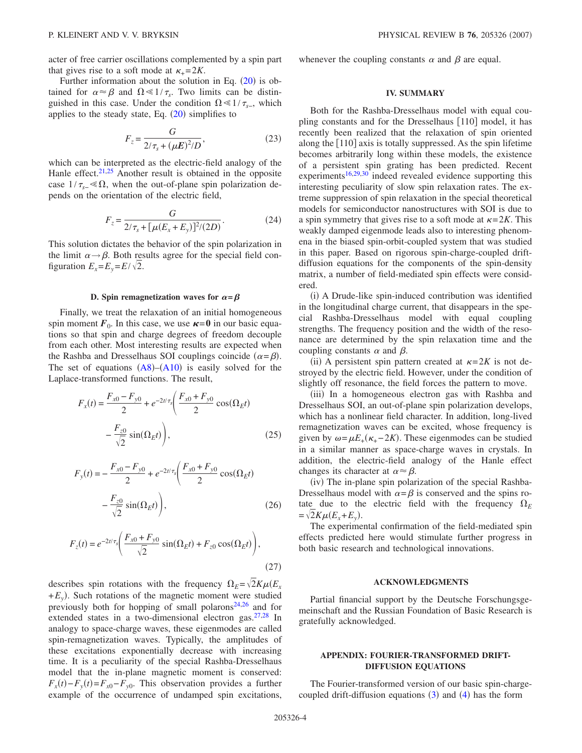acter of free carrier oscillations complemented by a spin part that gives rise to a soft mode at $\kappa_+=2K$.

Further information about the solution in Eq. (20) is obtained for $\alpha\approx\beta$ and $\Omega\ll 1/\tau_s$. Two limits can be distinguished in this case. Under the condition $\Omega\ll 1/\tau_{s-}$, which applies to the steady state, Eq. (20) simplifies to

$$F_z = \frac{G}{2/\tau_s + (\mu \boldsymbol{E})^2/D}, \tag{23}$$

which can be interpreted as the electric-field analogy of the Hanle effect.[21,25] Another result is obtained in the opposite case $1/\tau_{s-}\ll\Omega$, when the out-of-plane spin polarization depends on the orientation of the electric field,

$$F_z = \frac{G}{2/\tau_s + [\mu(E_x+E_y)]^2/(2D)}. \tag{24}$$

This solution dictates the behavior of the spin polarization in the limit $\alpha\to\beta$. Both results agree for the special field configuration $E_x=E_y=E/\sqrt{2}$.

### D. Spin remagnetization waves for $\alpha=\beta$

Finally, we treat the relaxation of an initial homogeneous spin moment $\boldsymbol{F}_0$. In this case, we use $\boldsymbol{\kappa}=\boldsymbol{0}$ in our basic equations so that spin and charge degrees of freedom decouple from each other. Most interesting results are expected when the Rashba and Dresselhaus SOI couplings coincide ($\alpha=\beta$). The set of equations (A8)–(A10) is easily solved for the Laplace-transformed functions. The result,

$$F_x(t) = \frac{F_{x0}-F_{y0}}{2} + e^{-2t/\tau_s}\left(\frac{F_{x0}+F_{y0}}{2}\cos(\Omega_E t) - \frac{F_{z0}}{\sqrt{2}}\sin(\Omega_E t)\right), \tag{25}$$

$$F_y(t) = -\frac{F_{x0}-F_{y0}}{2} + e^{-2t/\tau_s}\left(\frac{F_{x0}+F_{y0}}{2}\cos(\Omega_E t) - \frac{F_{z0}}{\sqrt{2}}\sin(\Omega_E t)\right), \tag{26}$$

$$F_z(t) = e^{-2t/\tau_s}\left(\frac{F_{x0}+F_{y0}}{\sqrt{2}}\sin(\Omega_E t) + F_{z0}\cos(\Omega_E t)\right), \tag{27}$$

describes spin rotations with the frequency $\Omega_E=\sqrt{2}K\mu(E_x+E_y)$. Such rotations of the magnetic moment were studied previously both for hopping of small polarons[24,26] and for extended states in a two-dimensional electron gas.[27,28] In analogy to space-charge waves, these eigenmodes are called spin-remagnetization waves. Typically, the amplitudes of these excitations exponentially decrease with increasing time. It is a peculiarity of the special Rashba-Dresselhaus model that the in-plane magnetic moment is conserved: $F_x(t)-F_y(t)=F_{x0}-F_{y0}$. This observation provides a further example of the occurrence of undamped spin excitations, whenever the coupling constants $\alpha$ and $\beta$ are equal.

## IV. SUMMARY

Both for the Rashba-Dresselhaus model with equal coupling constants and for the Dresselhaus [110] model, it has recently been realized that the relaxation of spin oriented along the [110] axis is totally suppressed. As the spin lifetime becomes arbitrarily long within these models, the existence of a persistent spin grating has been predicted. Recent experiments[16,29,30] indeed revealed evidence supporting this interesting peculiarity of slow spin relaxation rates. The extreme suppression of spin relaxation in the special theoretical models for semiconductor nanostructures with SOI is due to a spin symmetry that gives rise to a soft mode at $\kappa=2K$. This weakly damped eigenmode leads also to interesting phenomena in the biased spin-orbit-coupled system that was studied in this paper. Based on rigorous spin-charge-coupled drift-diffusion equations for the components of the spin-density matrix, a number of field-mediated spin effects were considered.

(i) A Drude-like spin-induced contribution was identified in the longitudinal charge current, that disappears in the special Rashba-Dresselhaus model with equal coupling strengths. The frequency position and the width of the resonance are determined by the spin relaxation time and the coupling constants $\alpha$ and $\beta$.

(ii) A persistent spin pattern created at $\kappa=2K$ is not destroyed by the electric field. However, under the condition of slightly off resonance, the field forces the pattern to move.

(iii) In a homogeneous electron gas with Rashba and Dresselhaus SOI, an out-of-plane spin polarization develops, which has a nonlinear field character. In addition, long-lived remagnetization waves can be excited, whose frequency is given by $\omega=\mu E_+(\kappa_+-2K)$. These eigenmodes can be studied in a similar manner as space-charge waves in crystals. In addition, the electric-field analogy of the Hanle effect changes its character at $\alpha\approx\beta$.

(iv) The in-plane spin polarization of the special Rashba-Dresselhaus model with $\alpha=\beta$ is conserved and the spins rotate due to the electric field with the frequency $\Omega_E=\sqrt{2}K\mu(E_x+E_y)$.

The experimental confirmation of the field-mediated spin effects predicted here would stimulate further progress in both basic research and technological innovations.

## ACKNOWLEDGMENTS

Partial financial support by the Deutsche Forschungsgemeinschaft and the Russian Foundation of Basic Research is gratefully acknowledged.

## APPENDIX: FOURIER-TRANSFORMED DRIFT-DIFFUSION EQUATIONS

The Fourier-transformed version of our basic spin-charge-coupled drift-diffusion equations (3) and (4) has the form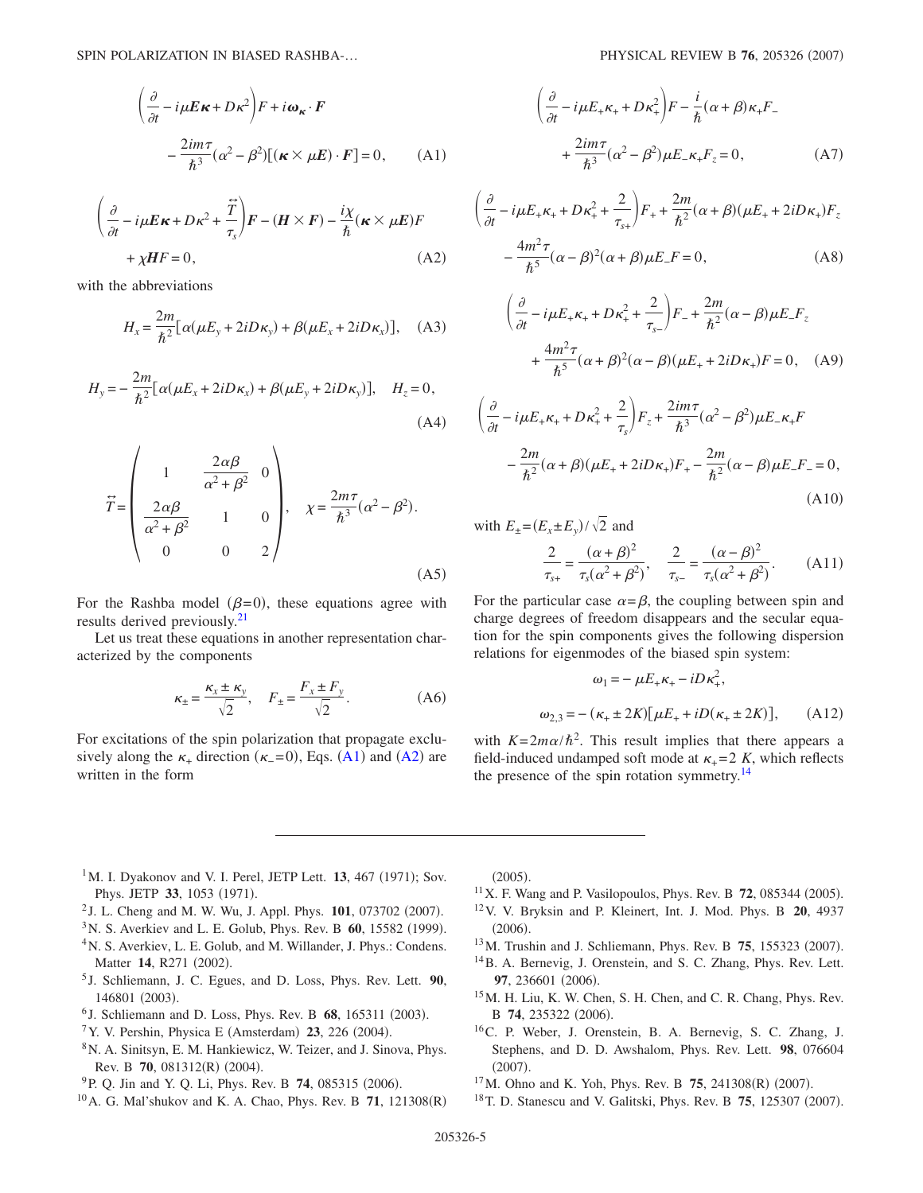$$\left(\frac{\partial}{\partial t} - i\mu \boldsymbol{E}\boldsymbol{\kappa} + D\kappa^2\right)F + i\boldsymbol{\omega}_{\boldsymbol{\kappa}} \cdot \boldsymbol{F} - \frac{2im\tau}{\hbar^3}(\alpha^2 - \beta^2)[(\boldsymbol{\kappa} \times \mu \boldsymbol{E}) \cdot \boldsymbol{F}] = 0, \tag{A1}$$

$$\left(\frac{\partial}{\partial t} - i\mu \boldsymbol{E}\boldsymbol{\kappa} + D\kappa^2 + \frac{\overleftrightarrow{T}}{\tau_s}\right)\boldsymbol{F} - (\boldsymbol{H} \times \boldsymbol{F}) - \frac{i\chi}{\hbar}(\boldsymbol{\kappa} \times \mu \boldsymbol{E})F + \chi \boldsymbol{H} F = 0, \tag{A2}$$

with the abbreviations

$$H_x = \frac{2m}{\hbar^2}[\alpha(\mu E_y + 2iD\kappa_y) + \beta(\mu E_x + 2iD\kappa_x)], \tag{A3}$$

$$H_y = -\frac{2m}{\hbar^2}[\alpha(\mu E_x + 2iD\kappa_x) + \beta(\mu E_y + 2iD\kappa_y)], \quad H_z = 0, \tag{A4}$$

$$\overleftrightarrow{T} = \begin{pmatrix} 1 & \frac{2\alpha\beta}{\alpha^2+\beta^2} & 0 \\ \frac{2\alpha\beta}{\alpha^2+\beta^2} & 1 & 0 \\ 0 & 0 & 2 \end{pmatrix}, \quad \chi = \frac{2m\tau}{\hbar^3}(\alpha^2 - \beta^2). \tag{A5}$$

For the Rashba model ($\beta = 0$), these equations agree with results derived previously.[21]

Let us treat these equations in another representation characterized by the components

$$\kappa_{\pm} = \frac{\kappa_x \pm \kappa_y}{\sqrt{2}}, \quad F_{\pm} = \frac{F_x \pm F_y}{\sqrt{2}}. \tag{A6}$$

For excitations of the spin polarization that propagate exclusively along the $\kappa_+$ direction ($\kappa_- = 0$), Eqs. (A1) and (A2) are written in the form

$$\left(\frac{\partial}{\partial t} - i\mu E_+\kappa_+ + D\kappa_+^2\right)F - \frac{i}{\hbar}(\alpha + \beta)\kappa_+ F_- + \frac{2im\tau}{\hbar^3}(\alpha^2 - \beta^2)\mu E_- \kappa_+ F_z = 0, \tag{A7}$$

$$\left(\frac{\partial}{\partial t} - i\mu E_+\kappa_+ + D\kappa_+^2 + \frac{2}{\tau_{s+}}\right)F_+ + \frac{2m}{\hbar^2}(\alpha + \beta)(\mu E_+ + 2iD\kappa_+)F_z - \frac{4m^2\tau}{\hbar^5}(\alpha - \beta)^2(\alpha + \beta)\mu E_- F = 0, \tag{A8}$$

$$\left(\frac{\partial}{\partial t} - i\mu E_+\kappa_+ + D\kappa_+^2 + \frac{2}{\tau_{s-}}\right)F_- + \frac{2m}{\hbar^2}(\alpha - \beta)\mu E_- F_z + \frac{4m^2\tau}{\hbar^5}(\alpha + \beta)^2(\alpha - \beta)(\mu E_+ + 2iD\kappa_+)F = 0, \tag{A9}$$

$$\left(\frac{\partial}{\partial t} - i\mu E_+\kappa_+ + D\kappa_+^2 + \frac{2}{\tau_s}\right)F_z + \frac{2im\tau}{\hbar^3}(\alpha^2 - \beta^2)\mu E_- \kappa_+ F - \frac{2m}{\hbar^2}(\alpha + \beta)(\mu E_+ + 2iD\kappa_+)F_+ - \frac{2m}{\hbar^2}(\alpha - \beta)\mu E_- F_- = 0, \tag{A10}$$

with $E_{\pm} = (E_x \pm E_y)/\sqrt{2}$ and

$$\frac{2}{\tau_{s+}} = \frac{(\alpha + \beta)^2}{\tau_s(\alpha^2 + \beta^2)}, \quad \frac{2}{\tau_{s-}} = \frac{(\alpha - \beta)^2}{\tau_s(\alpha^2 + \beta^2)}. \tag{A11}$$

For the particular case $\alpha = \beta$, the coupling between spin and charge degrees of freedom disappears and the secular equation for the spin components gives the following dispersion relations for eigenmodes of the biased spin system:

$$\omega_1 = -\mu E_+\kappa_+ - iD\kappa_+^2,$$

$$\omega_{2,3} = -(\kappa_+ \pm 2K)[\mu E_+ + iD(\kappa_+ \pm 2K)], \tag{A12}$$

with $K = 2m\alpha/\hbar^2$. This result implies that there appears a field-induced undamped soft mode at $\kappa_+ = 2\,K$, which reflects the presence of the spin rotation symmetry.[14]

---

[1] M. I. Dyakonov and V. I. Perel, JETP Lett. **13**, 467 (1971); Sov. Phys. JETP **33**, 1053 (1971).

[2] J. L. Cheng and M. W. Wu, J. Appl. Phys. **101**, 073702 (2007).

[3] N. S. Averkiev and L. E. Golub, Phys. Rev. B **60**, 15582 (1999).

[4] N. S. Averkiev, L. E. Golub, and M. Willander, J. Phys.: Condens. Matter **14**, R271 (2002).

[5] J. Schliemann, J. C. Egues, and D. Loss, Phys. Rev. Lett. **90**, 146801 (2003).

[6] J. Schliemann and D. Loss, Phys. Rev. B **68**, 165311 (2003).

[7] Y. V. Pershin, Physica E (Amsterdam) **23**, 226 (2004).

[8] N. A. Sinitsyn, E. M. Hankiewicz, W. Teizer, and J. Sinova, Phys. Rev. B **70**, 081312(R) (2004).

[9] P. Q. Jin and Y. Q. Li, Phys. Rev. B **74**, 085315 (2006).

[10] A. G. Mal'shukov and K. A. Chao, Phys. Rev. B **71**, 121308(R) (2005).

[11] X. F. Wang and P. Vasilopoulos, Phys. Rev. B **72**, 085344 (2005).

[12] V. V. Bryksin and P. Kleinert, Int. J. Mod. Phys. B **20**, 4937 (2006).

[13] M. Trushin and J. Schliemann, Phys. Rev. B **75**, 155323 (2007).

[14] B. A. Bernevig, J. Orenstein, and S. C. Zhang, Phys. Rev. Lett. **97**, 236601 (2006).

[15] M. H. Liu, K. W. Chen, S. H. Chen, and C. R. Chang, Phys. Rev. B **74**, 235322 (2006).

[16] C. P. Weber, J. Orenstein, B. A. Bernevig, S. C. Zhang, J. Stephens, and D. D. Awshalom, Phys. Rev. Lett. **98**, 076604 (2007).

[17] M. Ohno and K. Yoh, Phys. Rev. B **75**, 241308(R) (2007).

[18] T. D. Stanescu and V. Galitski, Phys. Rev. B **75**, 125307 (2007).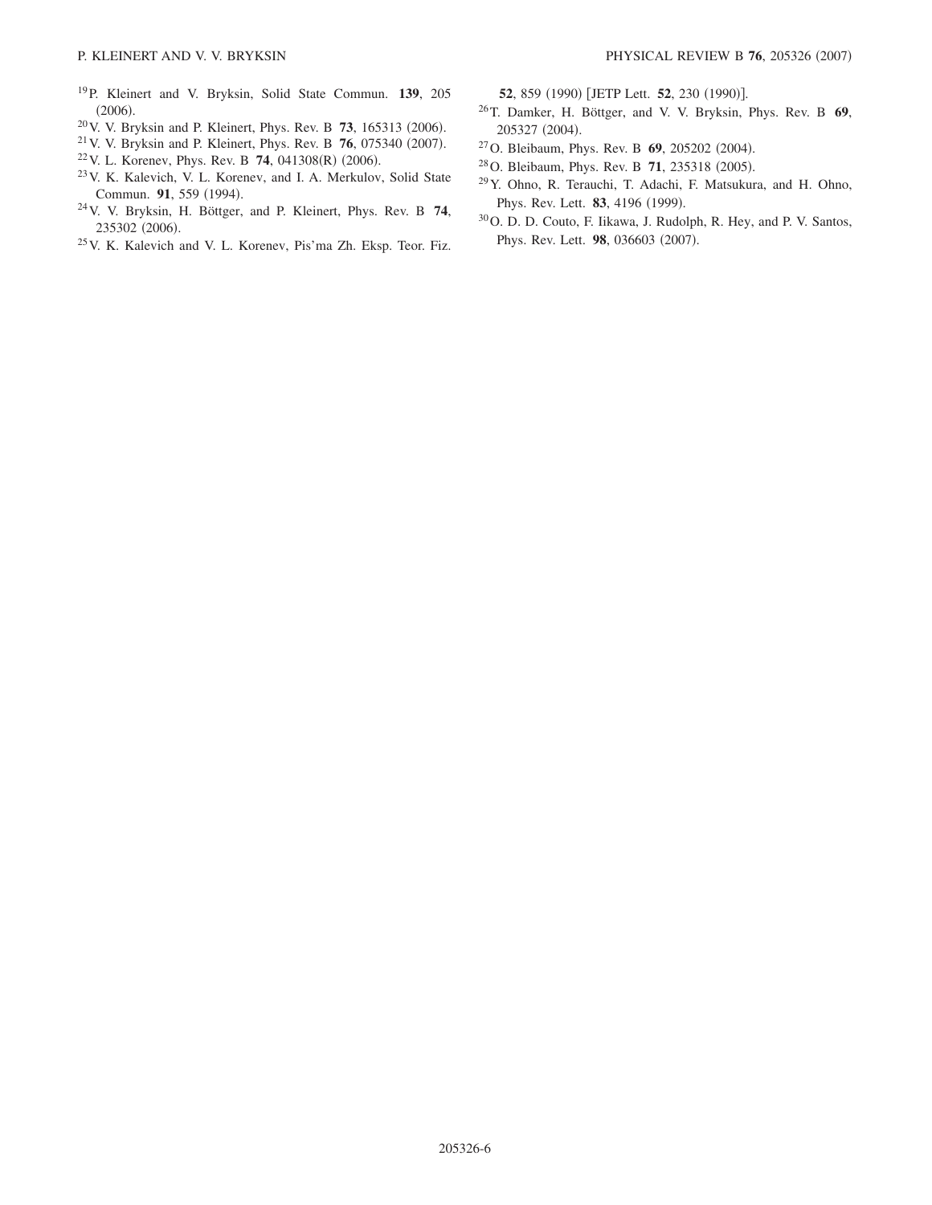[19] P. Kleinert and V. Bryksin, Solid State Commun. **139**, 205 (2006).

[20] V. V. Bryksin and P. Kleinert, Phys. Rev. B **73**, 165313 (2006).

[21] V. V. Bryksin and P. Kleinert, Phys. Rev. B **76**, 075340 (2007).

[22] V. L. Korenev, Phys. Rev. B **74**, 041308(R) (2006).

[23] V. K. Kalevich, V. L. Korenev, and I. A. Merkulov, Solid State Commun. **91**, 559 (1994).

[24] V. V. Bryksin, H. Böttger, and P. Kleinert, Phys. Rev. B **74**, 235302 (2006).

[25] V. K. Kalevich and V. L. Korenev, Pis'ma Zh. Eksp. Teor. Fiz. **52**, 859 (1990) [JETP Lett. **52**, 230 (1990)].

[26] T. Damker, H. Böttger, and V. V. Bryksin, Phys. Rev. B **69**, 205327 (2004).

[27] O. Bleibaum, Phys. Rev. B **69**, 205202 (2004).

[28] O. Bleibaum, Phys. Rev. B **71**, 235318 (2005).

[29] Y. Ohno, R. Terauchi, T. Adachi, F. Matsukura, and H. Ohno, Phys. Rev. Lett. **83**, 4196 (1999).

[30] O. D. D. Couto, F. Iikawa, J. Rudolph, R. Hey, and P. V. Santos, Phys. Rev. Lett. **98**, 036603 (2007).